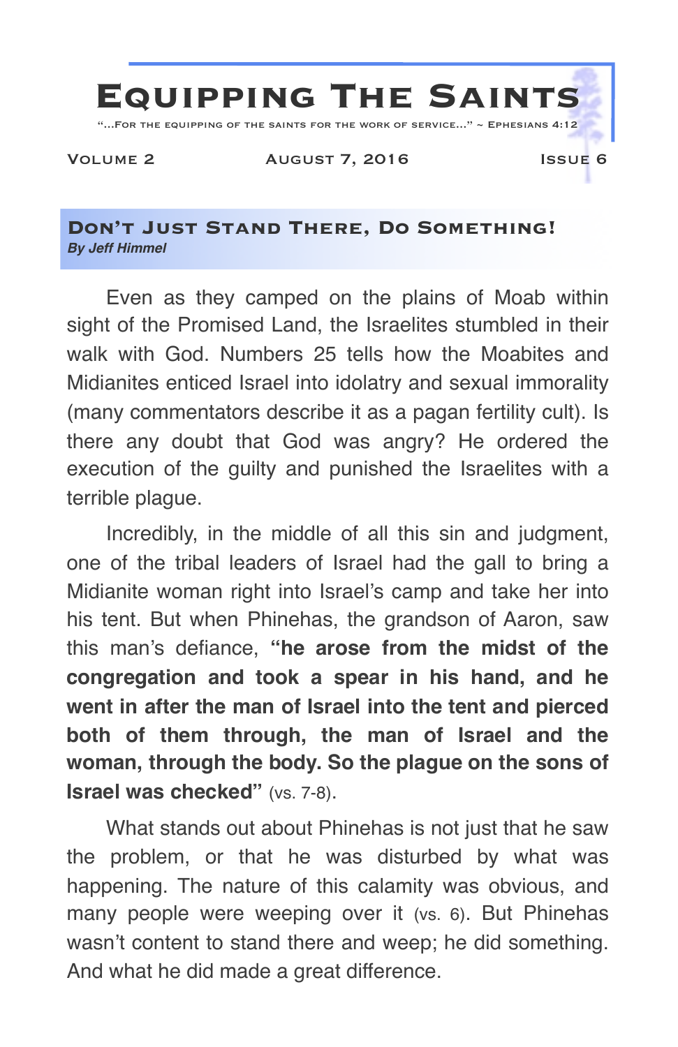# Equipping The Saints

"...For the equipping of the saints for the work of service..." ~ Ephesians 4:12

Volume 2 | August 7, 2016 | Issue 6

## Don't Just Stand There, Do Something!

***By Jeff Himmel***

Even as they camped on the plains of Moab within sight of the Promised Land, the Israelites stumbled in their walk with God. Numbers 25 tells how the Moabites and Midianites enticed Israel into idolatry and sexual immorality (many commentators describe it as a pagan fertility cult). Is there any doubt that God was angry? He ordered the execution of the guilty and punished the Israelites with a terrible plague.

Incredibly, in the middle of all this sin and judgment, one of the tribal leaders of Israel had the gall to bring a Midianite woman right into Israel's camp and take her into his tent. But when Phinehas, the grandson of Aaron, saw this man's defiance, **"he arose from the midst of the congregation and took a spear in his hand, and he went in after the man of Israel into the tent and pierced both of them through, the man of Israel and the woman, through the body. So the plague on the sons of Israel was checked"** (vs. 7-8).

What stands out about Phinehas is not just that he saw the problem, or that he was disturbed by what was happening. The nature of this calamity was obvious, and many people were weeping over it (vs. 6). But Phinehas wasn't content to stand there and weep; he did something. And what he did made a great difference.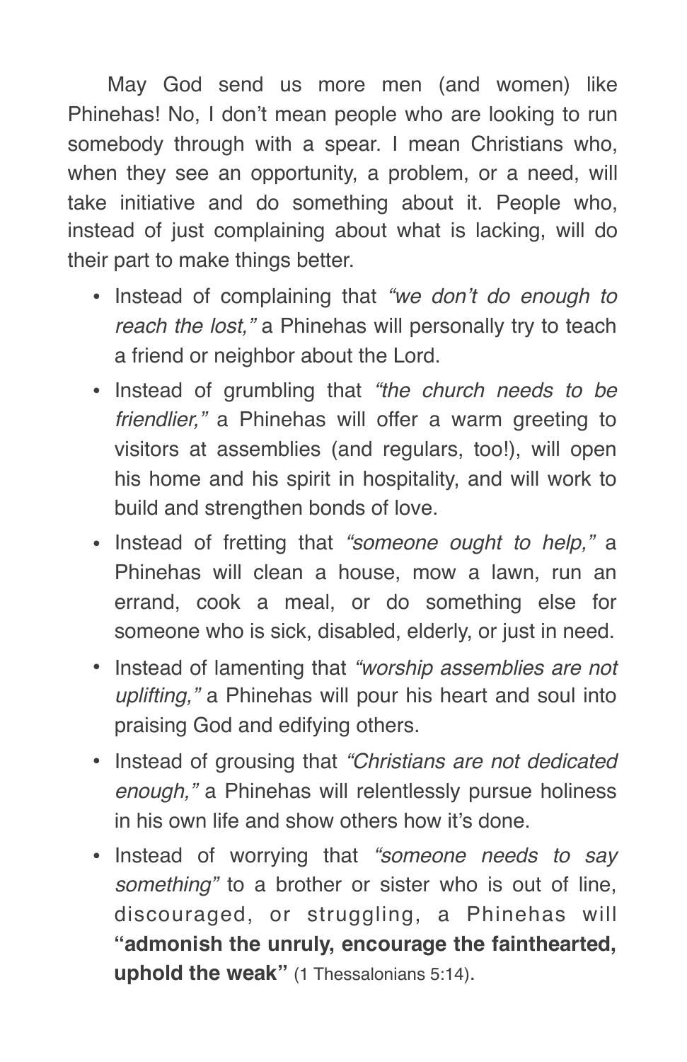May God send us more men (and women) like Phinehas! No, I don't mean people who are looking to run somebody through with a spear. I mean Christians who, when they see an opportunity, a problem, or a need, will take initiative and do something about it. People who, instead of just complaining about what is lacking, will do their part to make things better.

- Instead of complaining that *"we don't do enough to reach the lost,"* a Phinehas will personally try to teach a friend or neighbor about the Lord.
- Instead of grumbling that *"the church needs to be friendlier,"* a Phinehas will offer a warm greeting to visitors at assemblies (and regulars, too!), will open his home and his spirit in hospitality, and will work to build and strengthen bonds of love.
- Instead of fretting that *"someone ought to help,"* a Phinehas will clean a house, mow a lawn, run an errand, cook a meal, or do something else for someone who is sick, disabled, elderly, or just in need.
- Instead of lamenting that *"worship assemblies are not uplifting,"* a Phinehas will pour his heart and soul into praising God and edifying others.
- Instead of grousing that *"Christians are not dedicated enough,"* a Phinehas will relentlessly pursue holiness in his own life and show others how it's done.
- Instead of worrying that *"someone needs to say something"* to a brother or sister who is out of line, discouraged, or struggling, a Phinehas will **"admonish the unruly, encourage the fainthearted, uphold the weak"** (1 Thessalonians 5:14).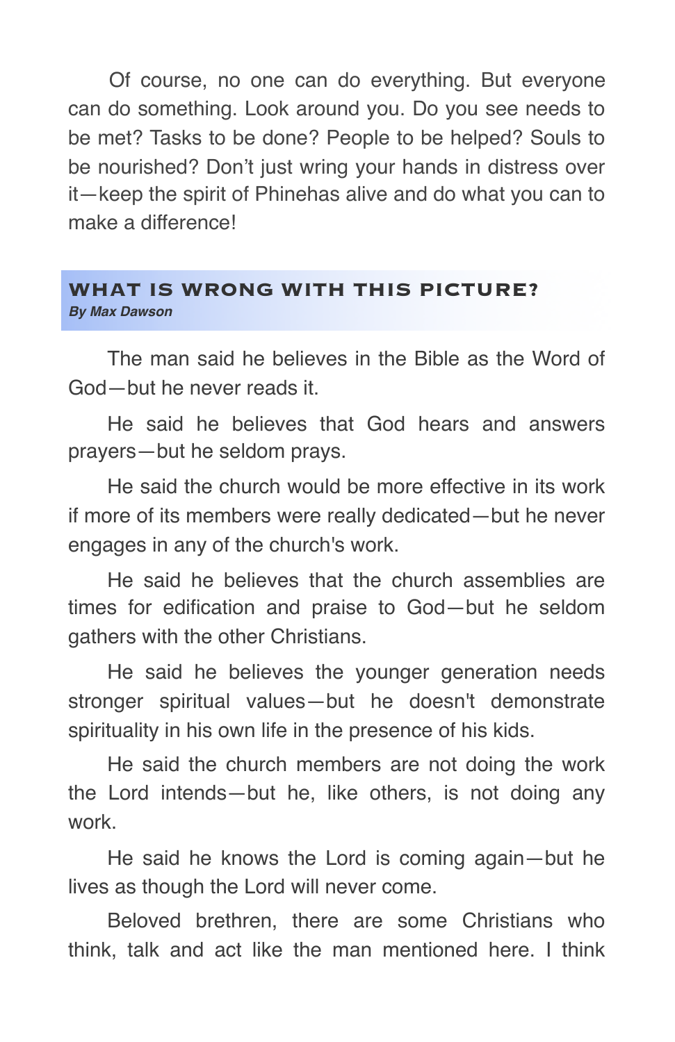Of course, no one can do everything. But everyone can do something. Look around you. Do you see needs to be met? Tasks to be done? People to be helped? Souls to be nourished? Don't just wring your hands in distress over it—keep the spirit of Phinehas alive and do what you can to make a difference!

## WHAT IS WRONG WITH THIS PICTURE?

***By Max Dawson***

The man said he believes in the Bible as the Word of God—but he never reads it.

He said he believes that God hears and answers prayers—but he seldom prays.

He said the church would be more effective in its work if more of its members were really dedicated—but he never engages in any of the church's work.

He said he believes that the church assemblies are times for edification and praise to God—but he seldom gathers with the other Christians.

He said he believes the younger generation needs stronger spiritual values—but he doesn't demonstrate spirituality in his own life in the presence of his kids.

He said the church members are not doing the work the Lord intends—but he, like others, is not doing any work.

He said he knows the Lord is coming again—but he lives as though the Lord will never come.

Beloved brethren, there are some Christians who think, talk and act like the man mentioned here. I think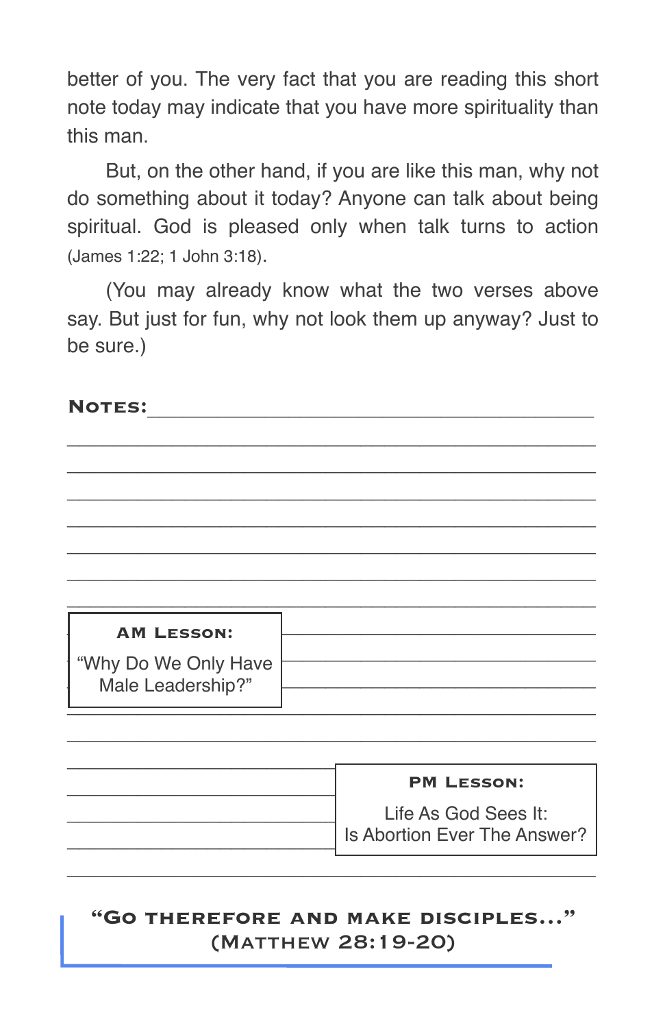better of you. The very fact that you are reading this short note today may indicate that you have more spirituality than this man.

But, on the other hand, if you are like this man, why not do something about it today? Anyone can talk about being spiritual. God is pleased only when talk turns to action (James 1:22; 1 John 3:18).

(You may already know what the two verses above say. But just for fun, why not look them up anyway? Just to be sure.)

**Notes:**

**AM Lesson:**

"Why Do We Only Have Male Leadership?"

**PM Lesson:**

Life As God Sees It: Is Abortion Ever The Answer?

**"Go therefore and make disciples..." (Matthew 28:19-20)**